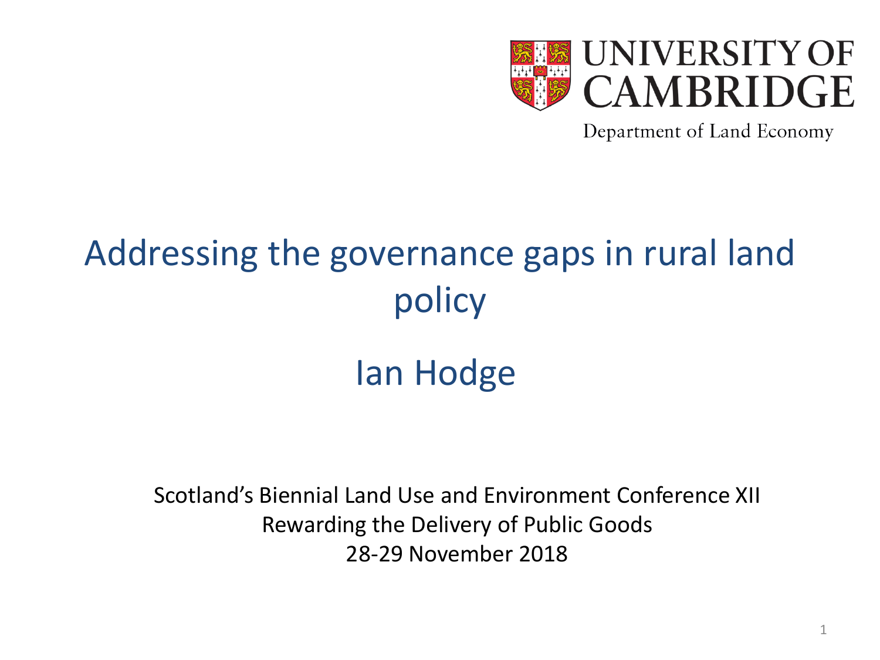UNIVERSITY OF CAMBRIDGE

Department of Land Economy

# Addressing the governance gaps in rural land policy

## Ian Hodge

Scotland's Biennial Land Use and Environment Conference XII

Rewarding the Delivery of Public Goods

28-29 November 2018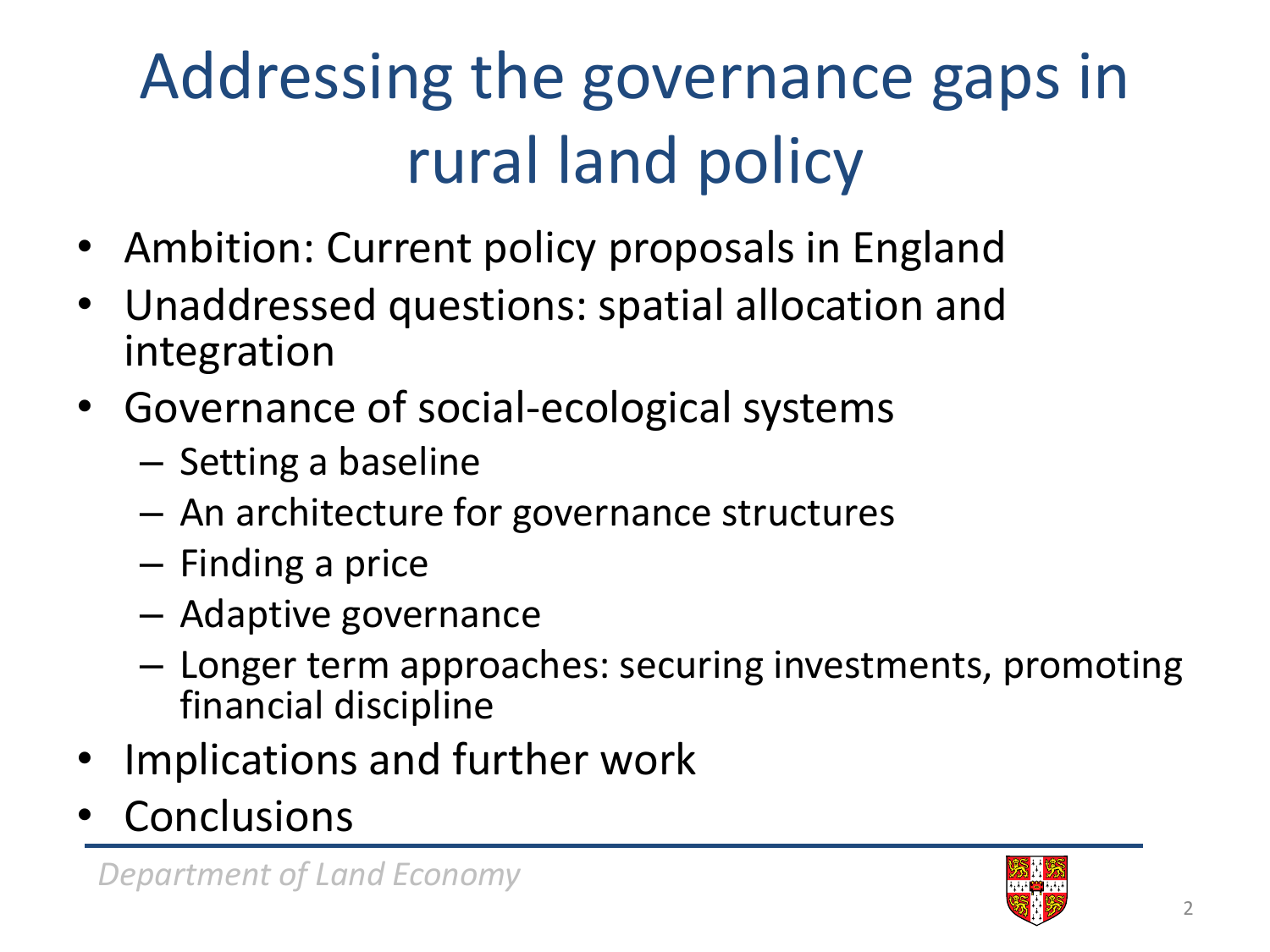# Addressing the governance gaps in rural land policy

- Ambition: Current policy proposals in England
- Unaddressed questions: spatial allocation and integration
- Governance of social-ecological systems
  - Setting a baseline
  - An architecture for governance structures
  - Finding a price
  - Adaptive governance
  - Longer term approaches: securing investments, promoting financial discipline
- Implications and further work
- Conclusions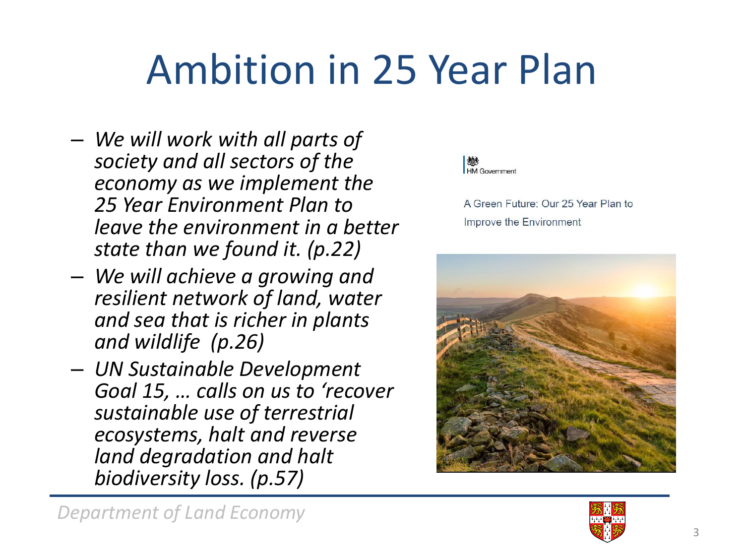# Ambition in 25 Year Plan

- *We will work with all parts of society and all sectors of the economy as we implement the 25 Year Environment Plan to leave the environment in a better state than we found it. (p.22)*
- *We will achieve a growing and resilient network of land, water and sea that is richer in plants and wildlife (p.26)*
- *UN Sustainable Development Goal 15, … calls on us to 'recover sustainable use of terrestrial ecosystems, halt and reverse land degradation and halt biodiversity loss. (p.57)*

HM Government

A Green Future: Our 25 Year Plan to Improve the Environment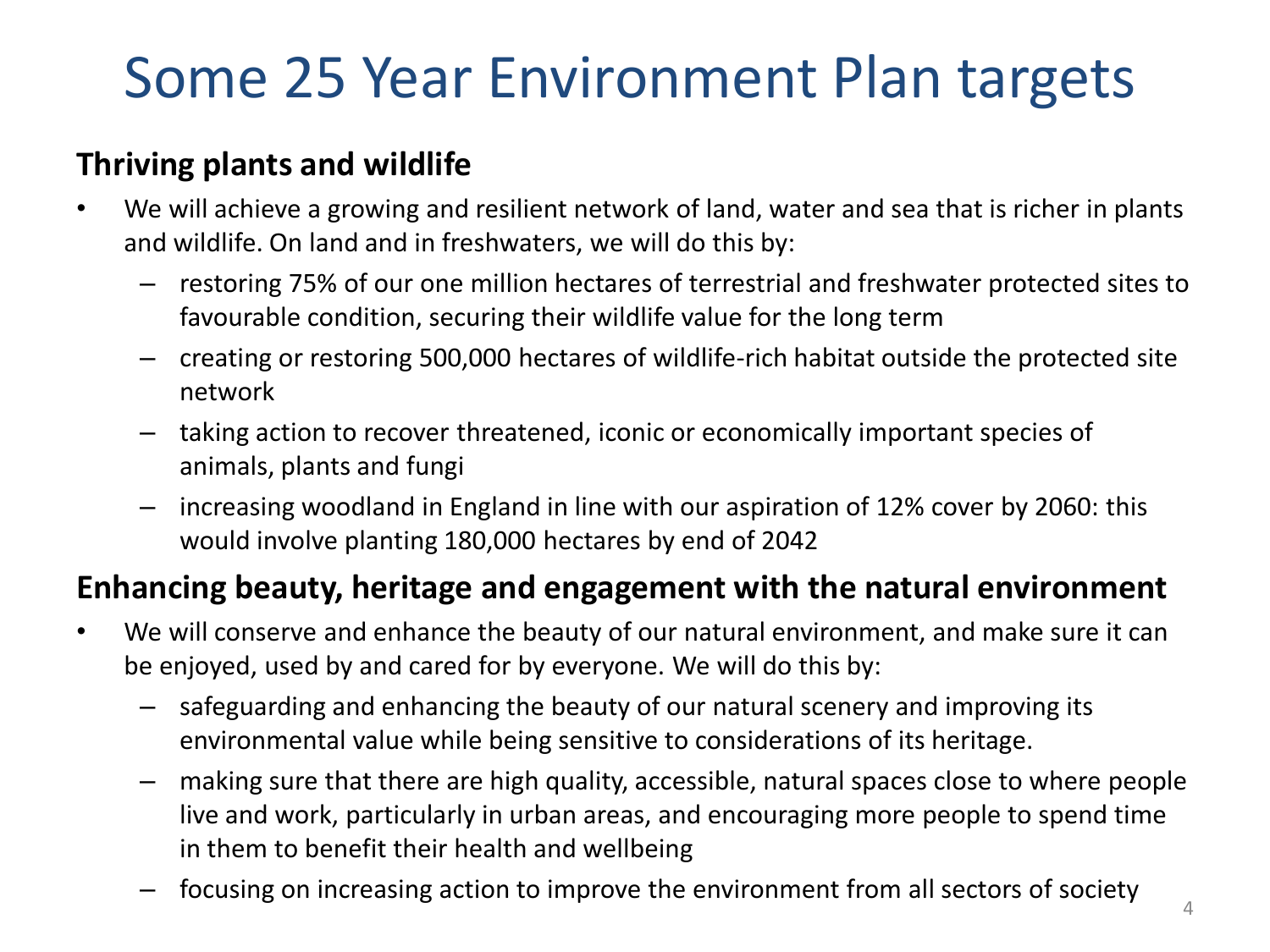# Some 25 Year Environment Plan targets

## Thriving plants and wildlife

- We will achieve a growing and resilient network of land, water and sea that is richer in plants and wildlife. On land and in freshwaters, we will do this by:
  - restoring 75% of our one million hectares of terrestrial and freshwater protected sites to favourable condition, securing their wildlife value for the long term
  - creating or restoring 500,000 hectares of wildlife-rich habitat outside the protected site network
  - taking action to recover threatened, iconic or economically important species of animals, plants and fungi
  - increasing woodland in England in line with our aspiration of 12% cover by 2060: this would involve planting 180,000 hectares by end of 2042

## Enhancing beauty, heritage and engagement with the natural environment

- We will conserve and enhance the beauty of our natural environment, and make sure it can be enjoyed, used by and cared for by everyone. We will do this by:
  - safeguarding and enhancing the beauty of our natural scenery and improving its environmental value while being sensitive to considerations of its heritage.
  - making sure that there are high quality, accessible, natural spaces close to where people live and work, particularly in urban areas, and encouraging more people to spend time in them to benefit their health and wellbeing
  - focusing on increasing action to improve the environment from all sectors of society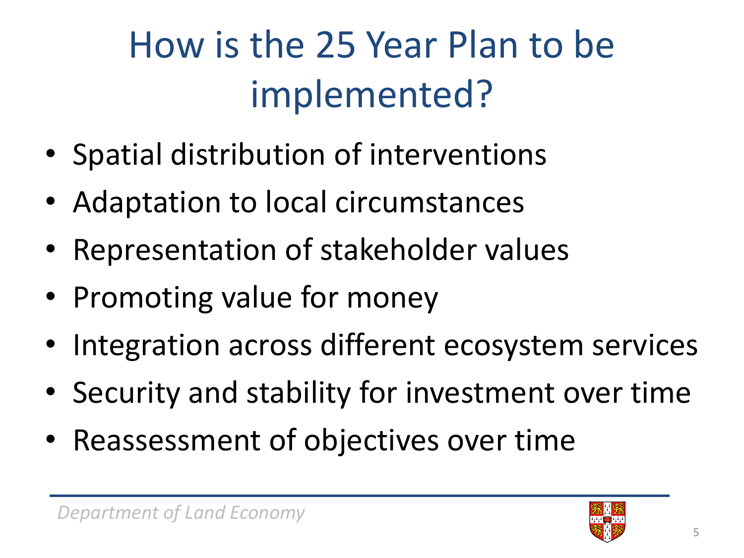# How is the 25 Year Plan to be implemented?

- Spatial distribution of interventions
- Adaptation to local circumstances
- Representation of stakeholder values
- Promoting value for money
- Integration across different ecosystem services
- Security and stability for investment over time
- Reassessment of objectives over time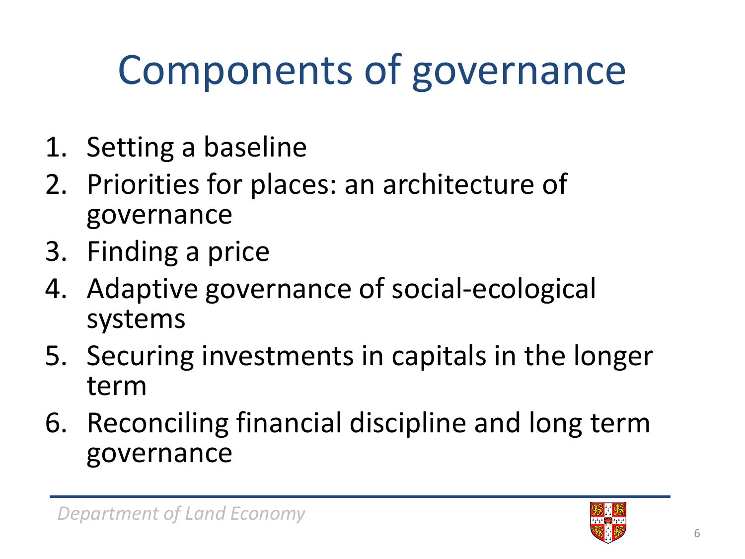# Components of governance

1. Setting a baseline
2. Priorities for places: an architecture of governance
3. Finding a price
4. Adaptive governance of social-ecological systems
5. Securing investments in capitals in the longer term
6. Reconciling financial discipline and long term governance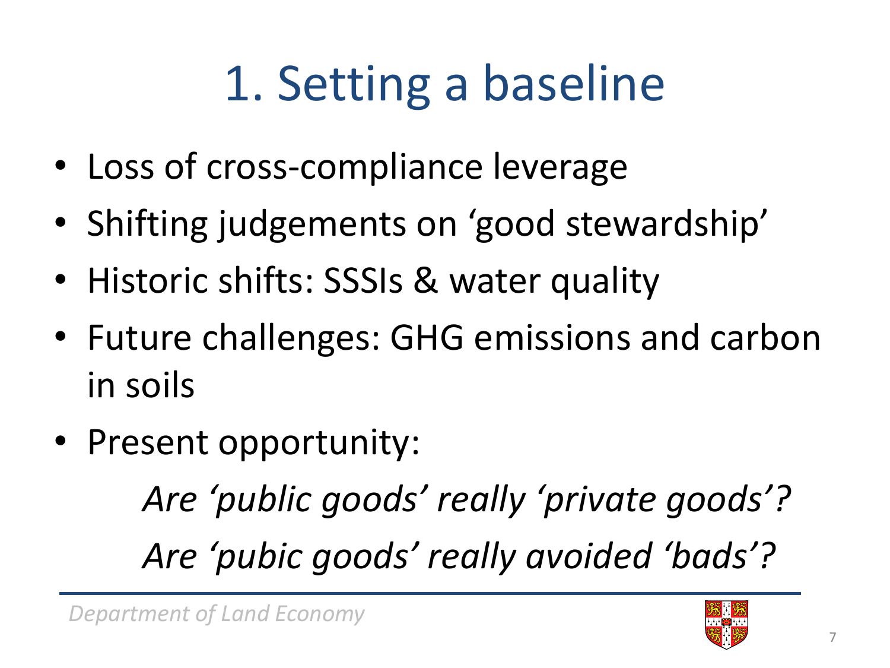# 1. Setting a baseline

- Loss of cross-compliance leverage
- Shifting judgements on 'good stewardship'
- Historic shifts: SSSIs & water quality
- Future challenges: GHG emissions and carbon in soils
- Present opportunity:

  *Are 'public goods' really 'private goods'?*

  *Are 'pubic goods' really avoided 'bads'?*

*Department of Land Economy*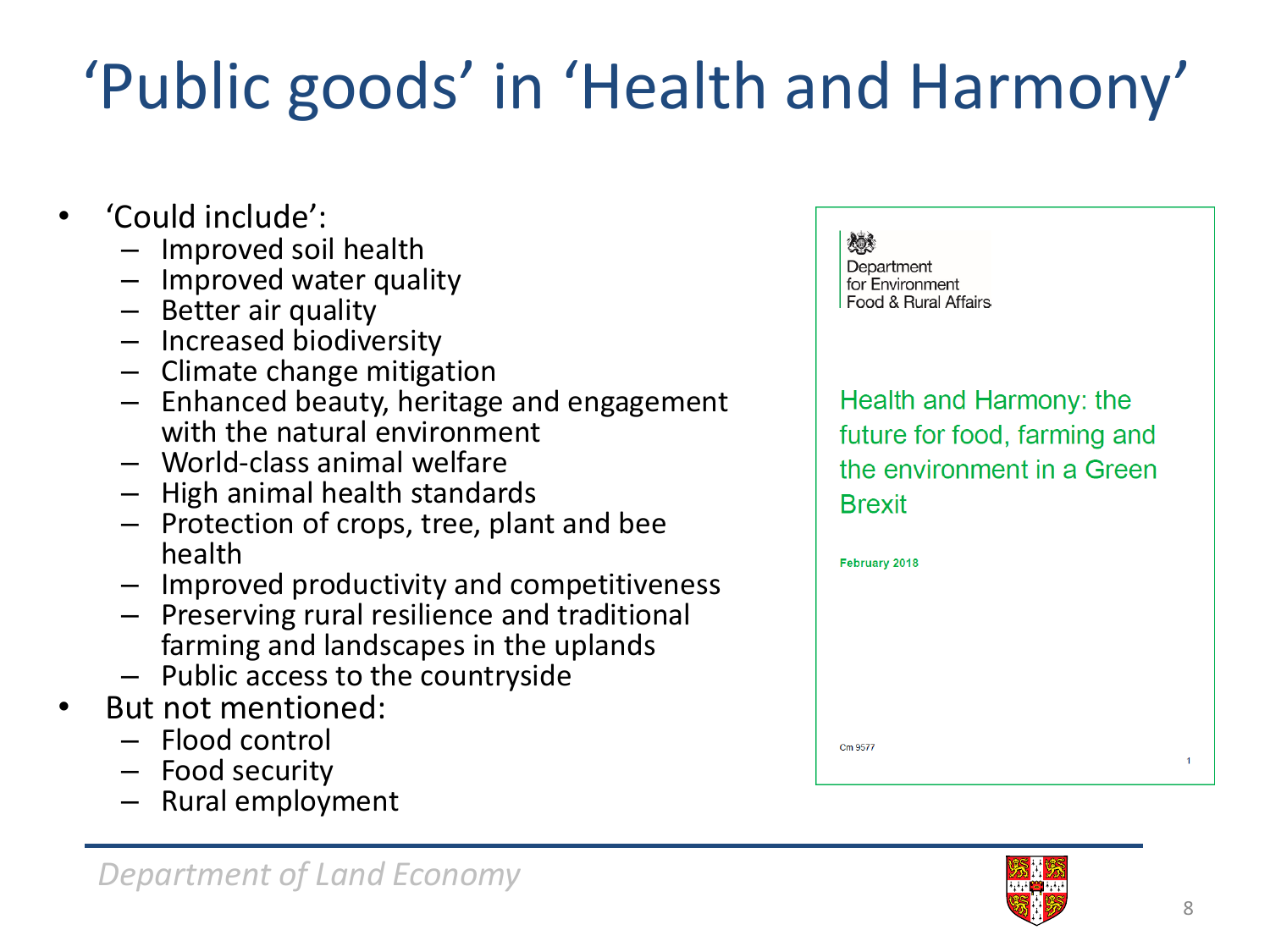# 'Public goods' in 'Health and Harmony'

- 'Could include':
  - Improved soil health
  - Improved water quality
  - Better air quality
  - Increased biodiversity
  - Climate change mitigation
  - Enhanced beauty, heritage and engagement with the natural environment
  - World-class animal welfare
  - High animal health standards
  - Protection of crops, tree, plant and bee health
  - Improved productivity and competitiveness
  - Preserving rural resilience and traditional farming and landscapes in the uplands
  - Public access to the countryside
- But not mentioned:
  - Flood control
  - Food security
  - Rural employment

Department for Environment Food & Rural Affairs

Health and Harmony: the future for food, farming and the environment in a Green Brexit

February 2018

Cm 9577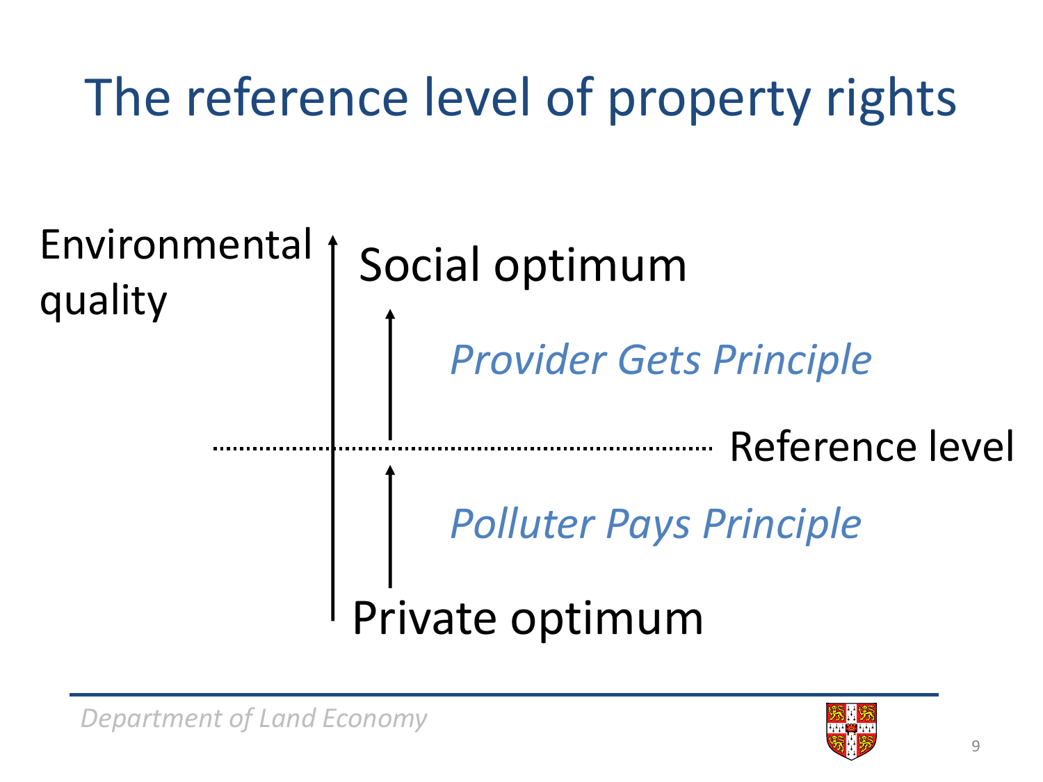# The reference level of property rights

Environmental quality

Social optimum

*Provider Gets Principle*

Reference level

*Polluter Pays Principle*

Private optimum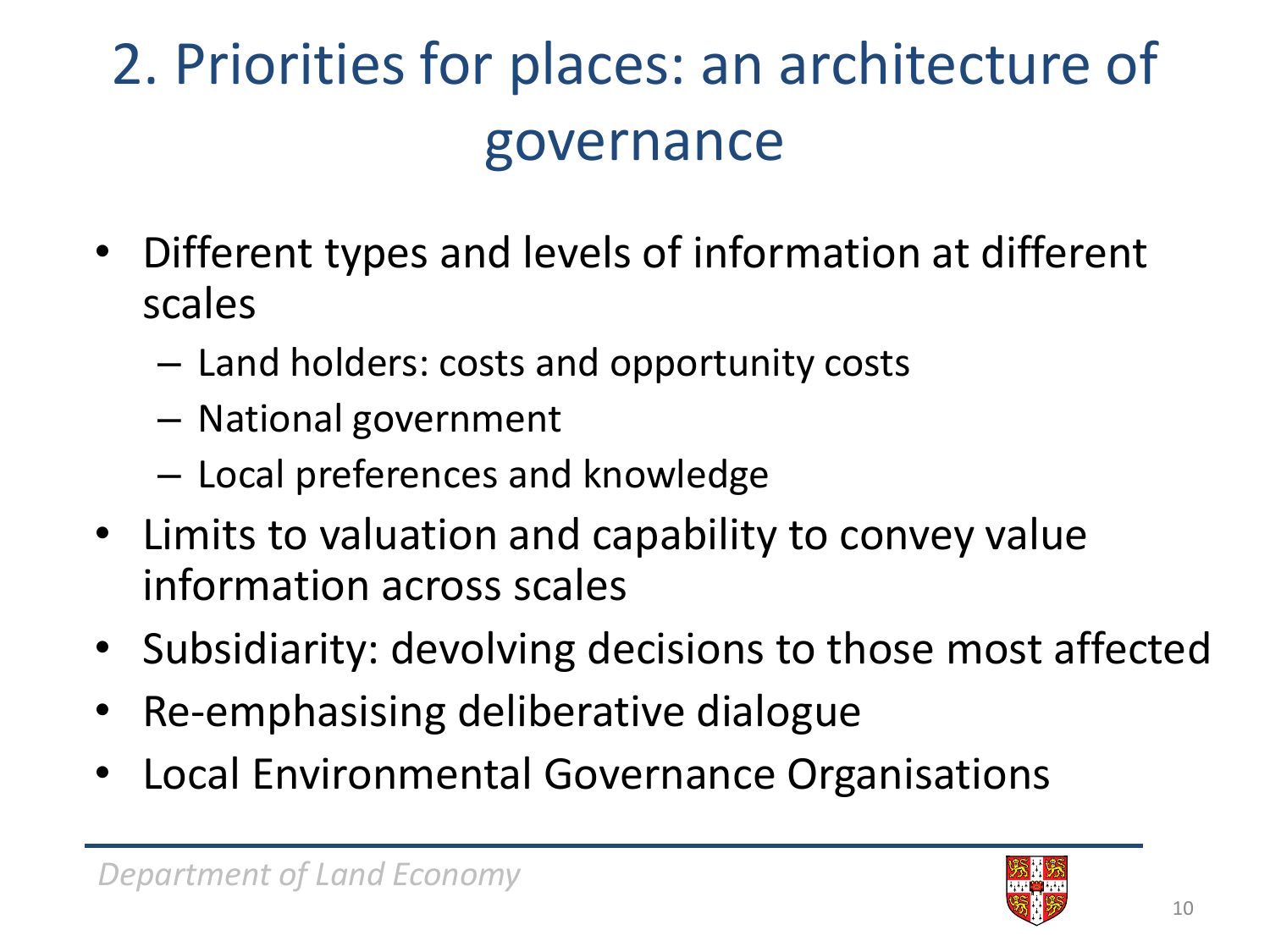# 2. Priorities for places: an architecture of governance

- Different types and levels of information at different scales
  - Land holders: costs and opportunity costs
  - National government
  - Local preferences and knowledge
- Limits to valuation and capability to convey value information across scales
- Subsidiarity: devolving decisions to those most affected
- Re-emphasising deliberative dialogue
- Local Environmental Governance Organisations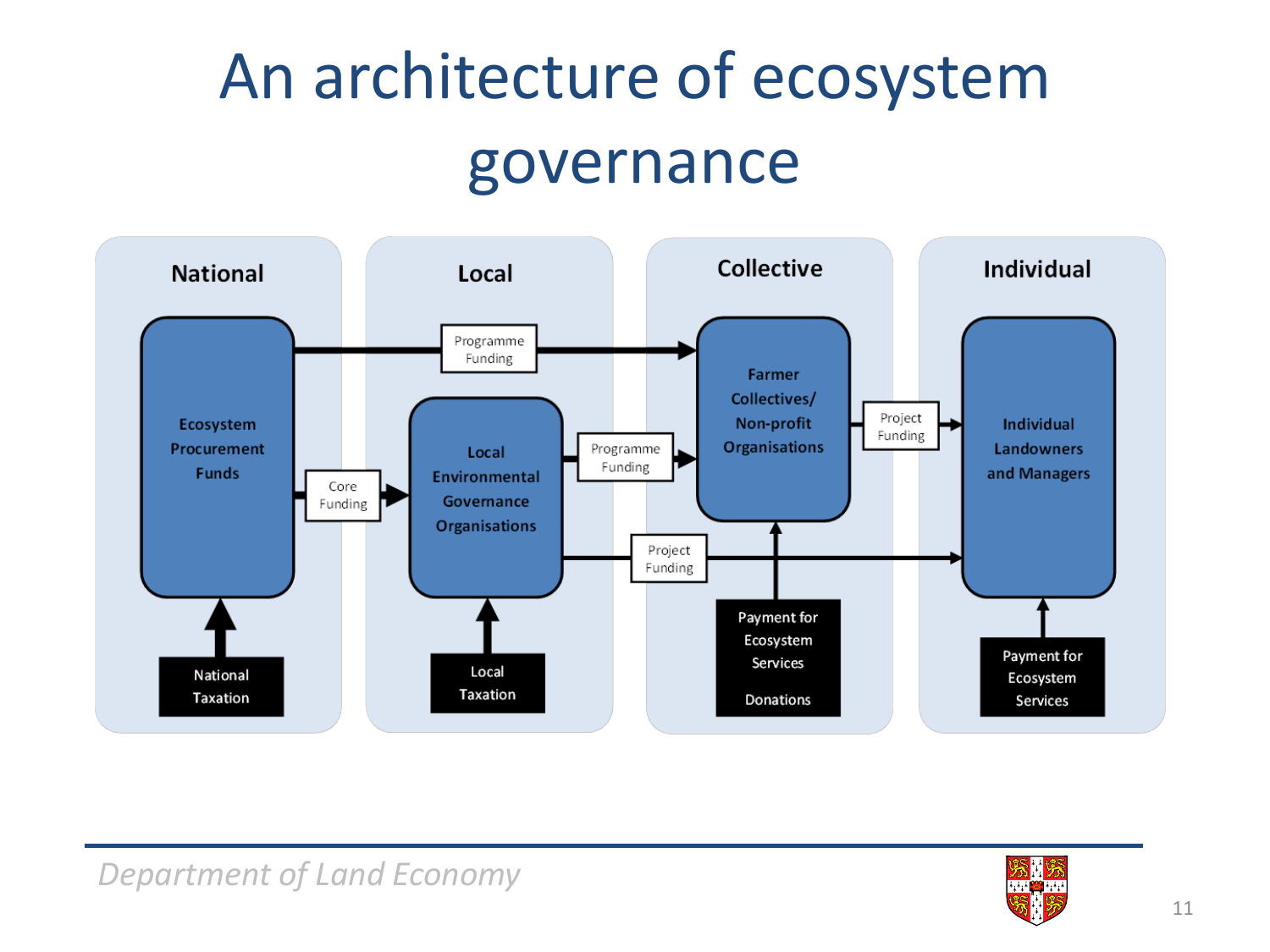# An architecture of ecosystem governance

| National | Local | Collective | Individual |
| --- | --- | --- | --- |
| Ecosystem Procurement Funds | Local Environmental Governance Organisations | Farmer Collectives/ Non-profit Organisations | Individual Landowners and Managers |
| National Taxation | Local Taxation | Payment for Ecosystem Services; Donations | Payment for Ecosystem Services |

- Ecosystem Procurement Funds → Programme Funding → Farmer Collectives/ Non-profit Organisations
- Ecosystem Procurement Funds → Core Funding → Local Environmental Governance Organisations
- Local Environmental Governance Organisations → Programme Funding → Farmer Collectives/ Non-profit Organisations
- Local Environmental Governance Organisations → Project Funding → Individual Landowners and Managers
- Farmer Collectives/ Non-profit Organisations → Project Funding → Individual Landowners and Managers
- National Taxation → Ecosystem Procurement Funds
- Local Taxation → Local Environmental Governance Organisations
- Payment for Ecosystem Services; Donations → Farmer Collectives/ Non-profit Organisations
- Payment for Ecosystem Services → Individual Landowners and Managers

*Department of Land Economy*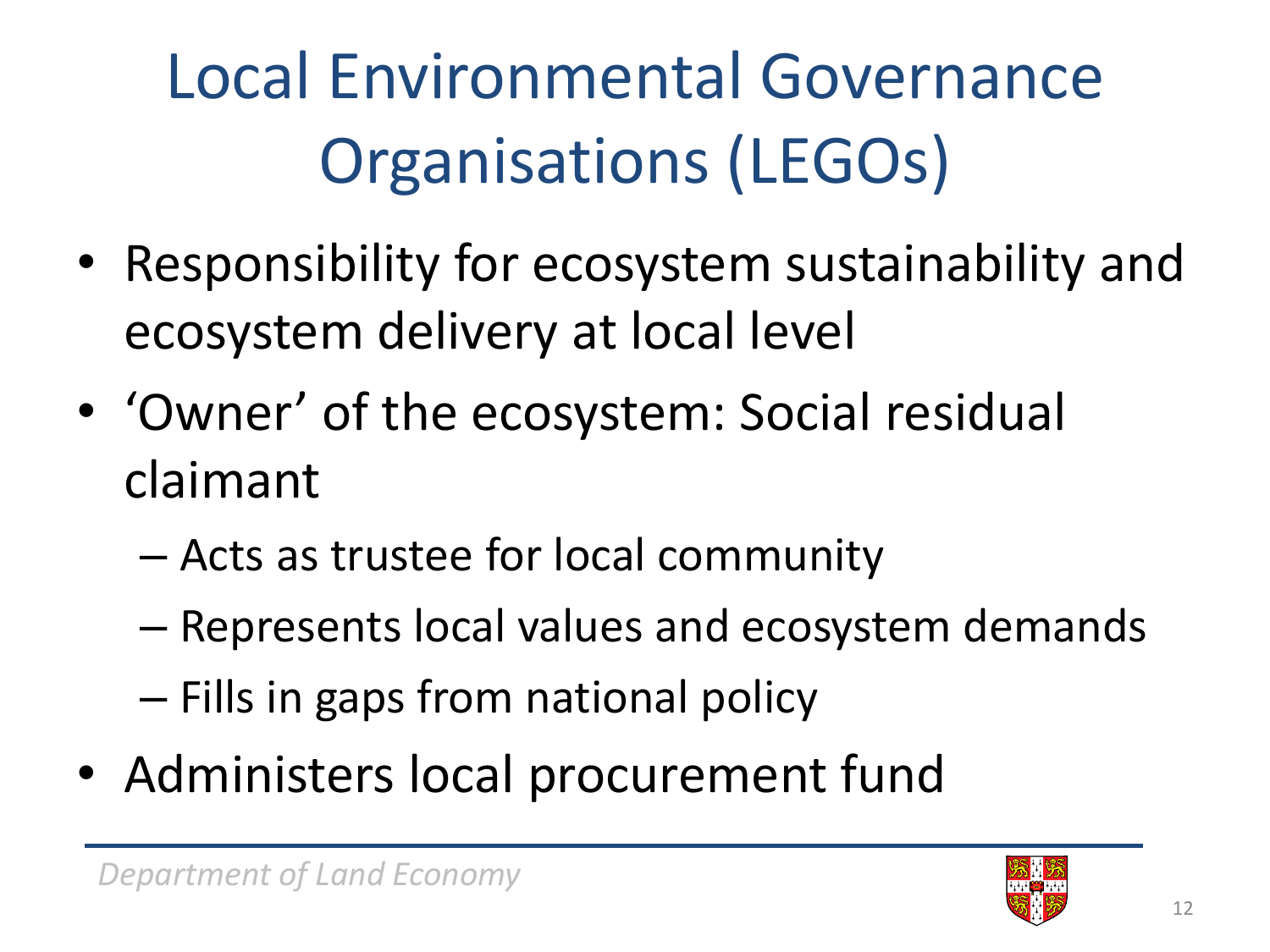# Local Environmental Governance Organisations (LEGOs)

- Responsibility for ecosystem sustainability and ecosystem delivery at local level
- 'Owner' of the ecosystem: Social residual claimant
  - Acts as trustee for local community
  - Represents local values and ecosystem demands
  - Fills in gaps from national policy
- Administers local procurement fund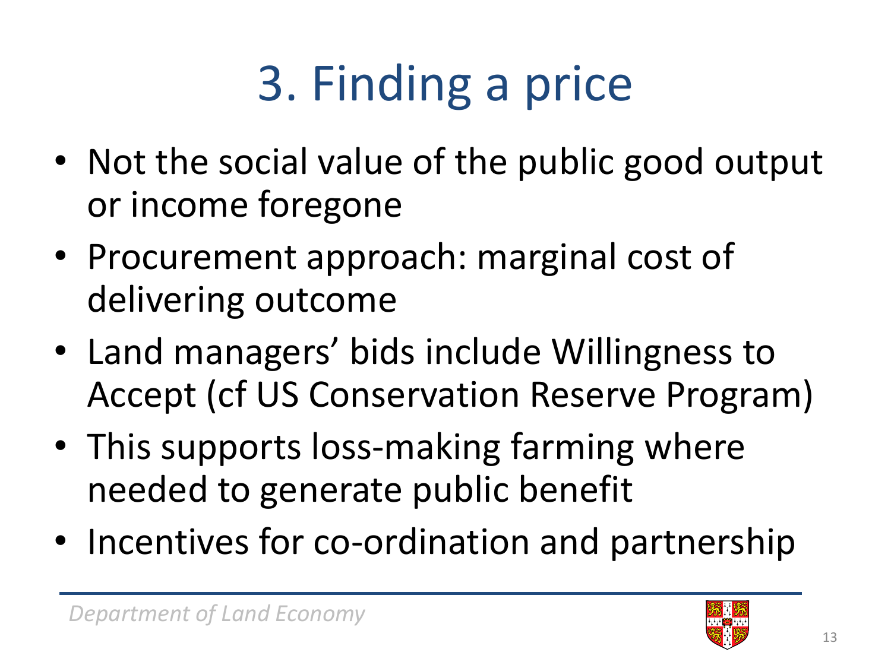# 3. Finding a price

- Not the social value of the public good output or income foregone
- Procurement approach: marginal cost of delivering outcome
- Land managers' bids include Willingness to Accept (cf US Conservation Reserve Program)
- This supports loss-making farming where needed to generate public benefit
- Incentives for co-ordination and partnership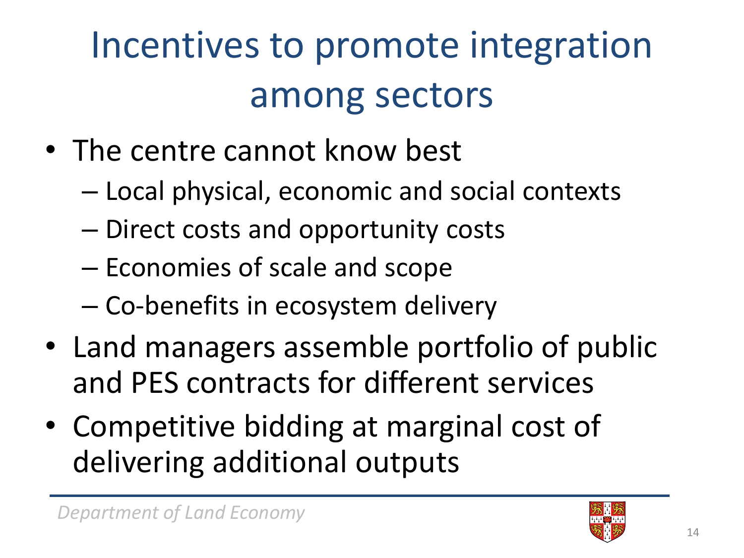# Incentives to promote integration among sectors

- The centre cannot know best
  - Local physical, economic and social contexts
  - Direct costs and opportunity costs
  - Economies of scale and scope
  - Co-benefits in ecosystem delivery
- Land managers assemble portfolio of public and PES contracts for different services
- Competitive bidding at marginal cost of delivering additional outputs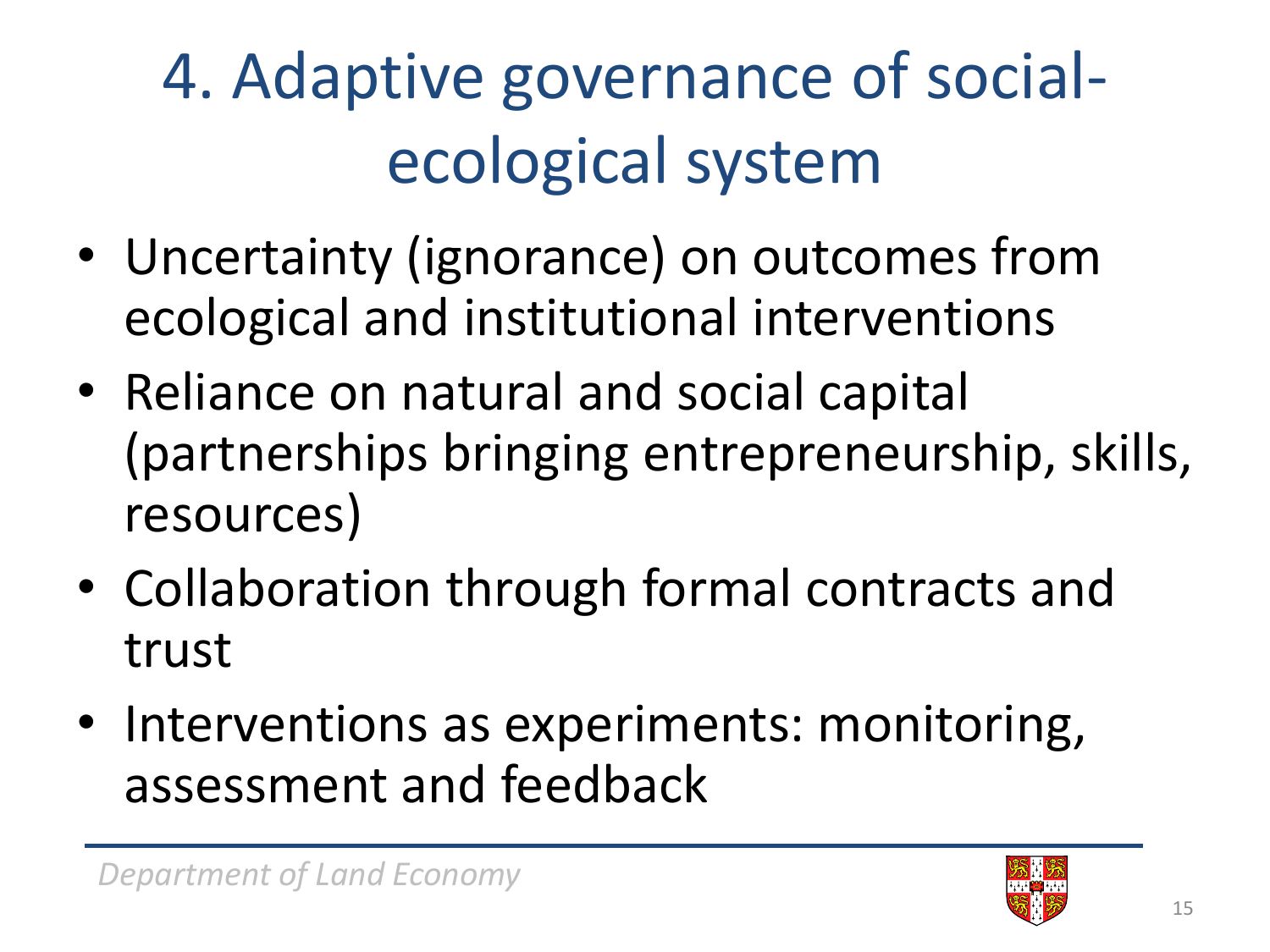# 4. Adaptive governance of social-ecological system

- Uncertainty (ignorance) on outcomes from ecological and institutional interventions
- Reliance on natural and social capital (partnerships bringing entrepreneurship, skills, resources)
- Collaboration through formal contracts and trust
- Interventions as experiments: monitoring, assessment and feedback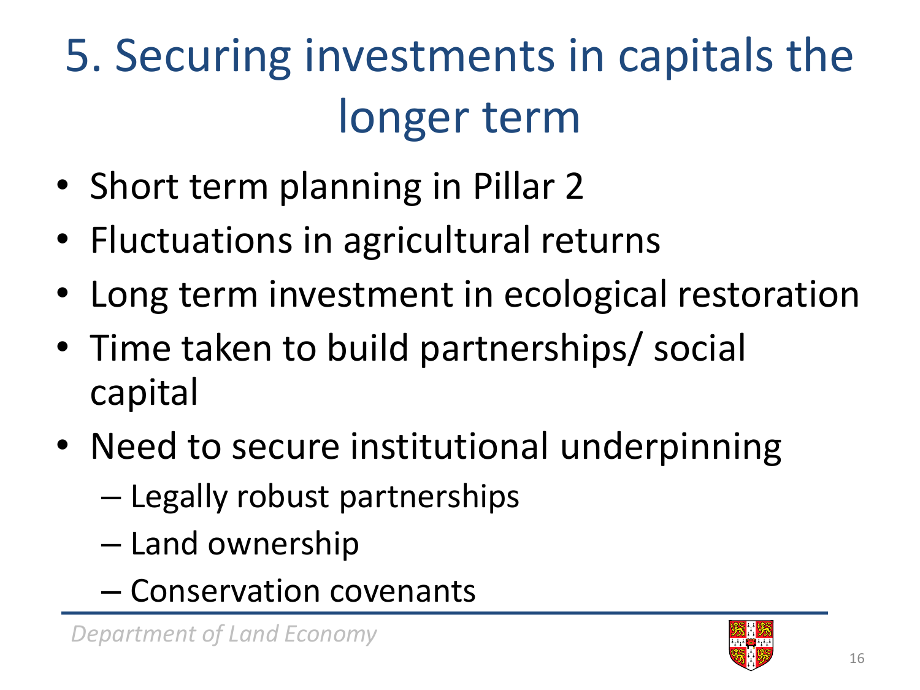# 5. Securing investments in capitals the longer term

- Short term planning in Pillar 2
- Fluctuations in agricultural returns
- Long term investment in ecological restoration
- Time taken to build partnerships/ social capital
- Need to secure institutional underpinning
  - Legally robust partnerships
  - Land ownership
  - Conservation covenants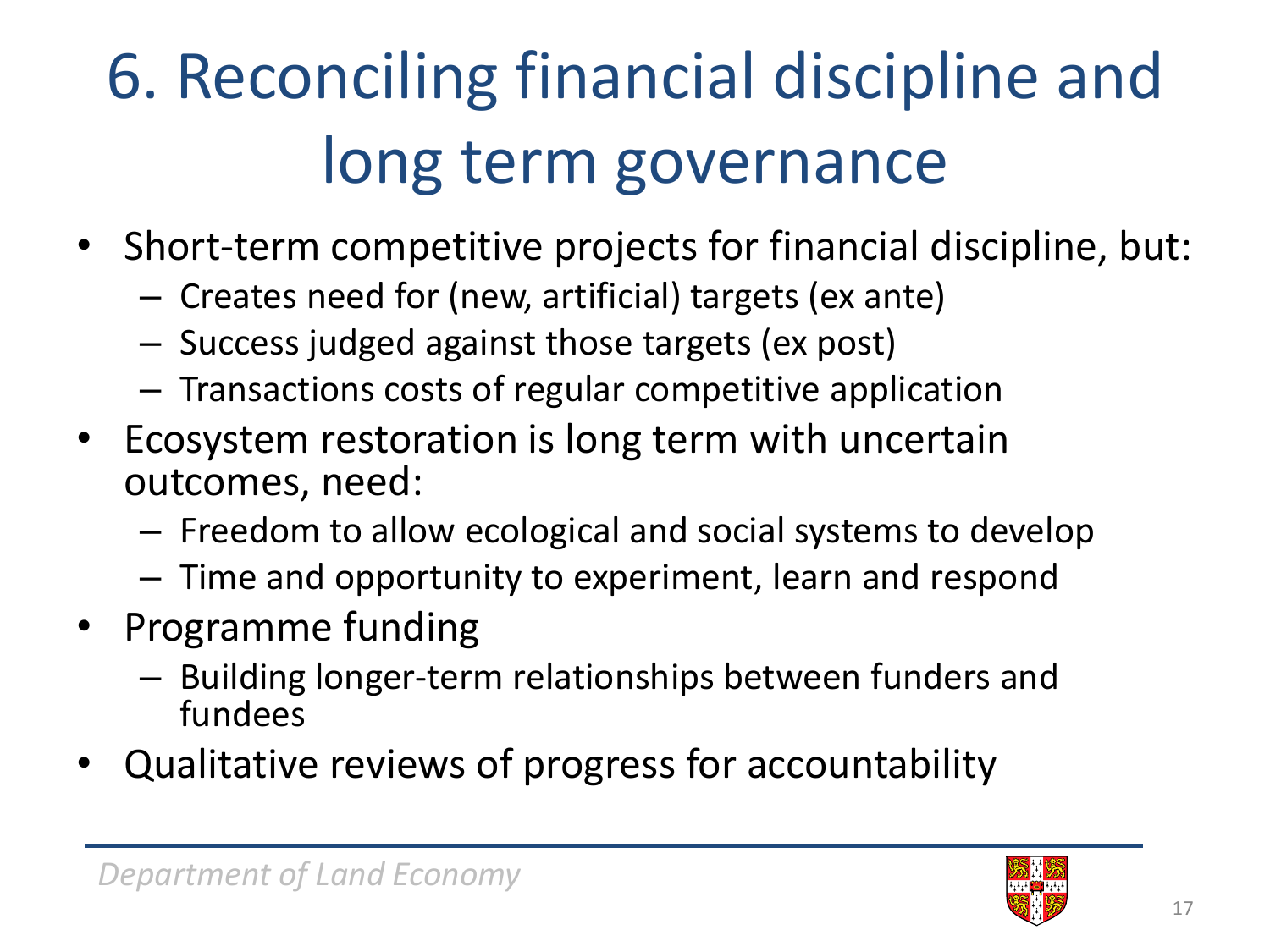# 6. Reconciling financial discipline and long term governance

- Short-term competitive projects for financial discipline, but:
  - Creates need for (new, artificial) targets (ex ante)
  - Success judged against those targets (ex post)
  - Transactions costs of regular competitive application
- Ecosystem restoration is long term with uncertain outcomes, need:
  - Freedom to allow ecological and social systems to develop
  - Time and opportunity to experiment, learn and respond
- Programme funding
  - Building longer-term relationships between funders and fundees
- Qualitative reviews of progress for accountability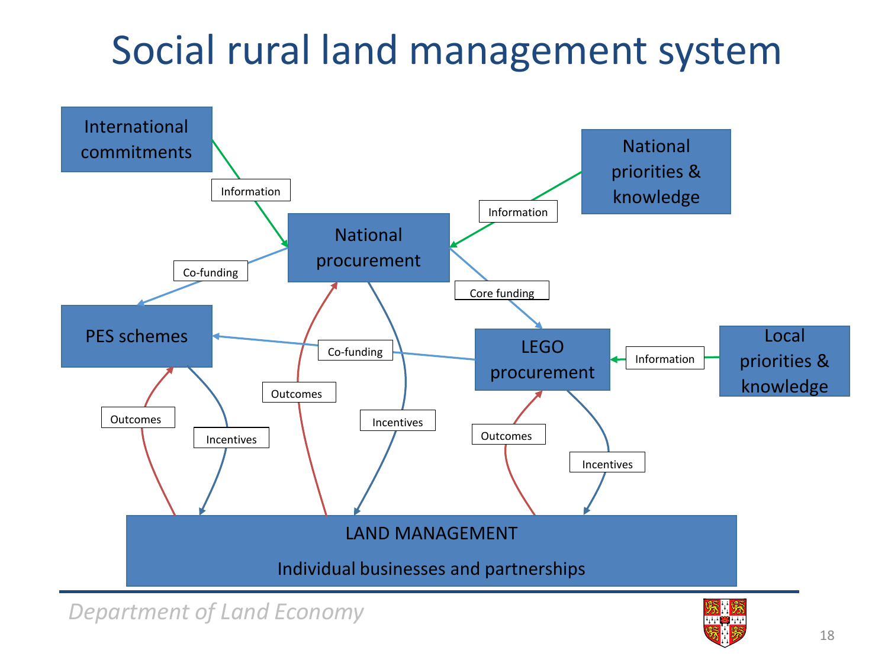# Social rural land management system

International commitments

Information

National priorities & knowledge

Information

National procurement

Co-funding

Core funding

PES schemes

Co-funding

LEGO procurement

Information

Local priorities & knowledge

Outcomes

Incentives

Outcomes

Incentives

Outcomes

Incentives

LAND MANAGEMENT

Individual businesses and partnerships

*Department of Land Economy*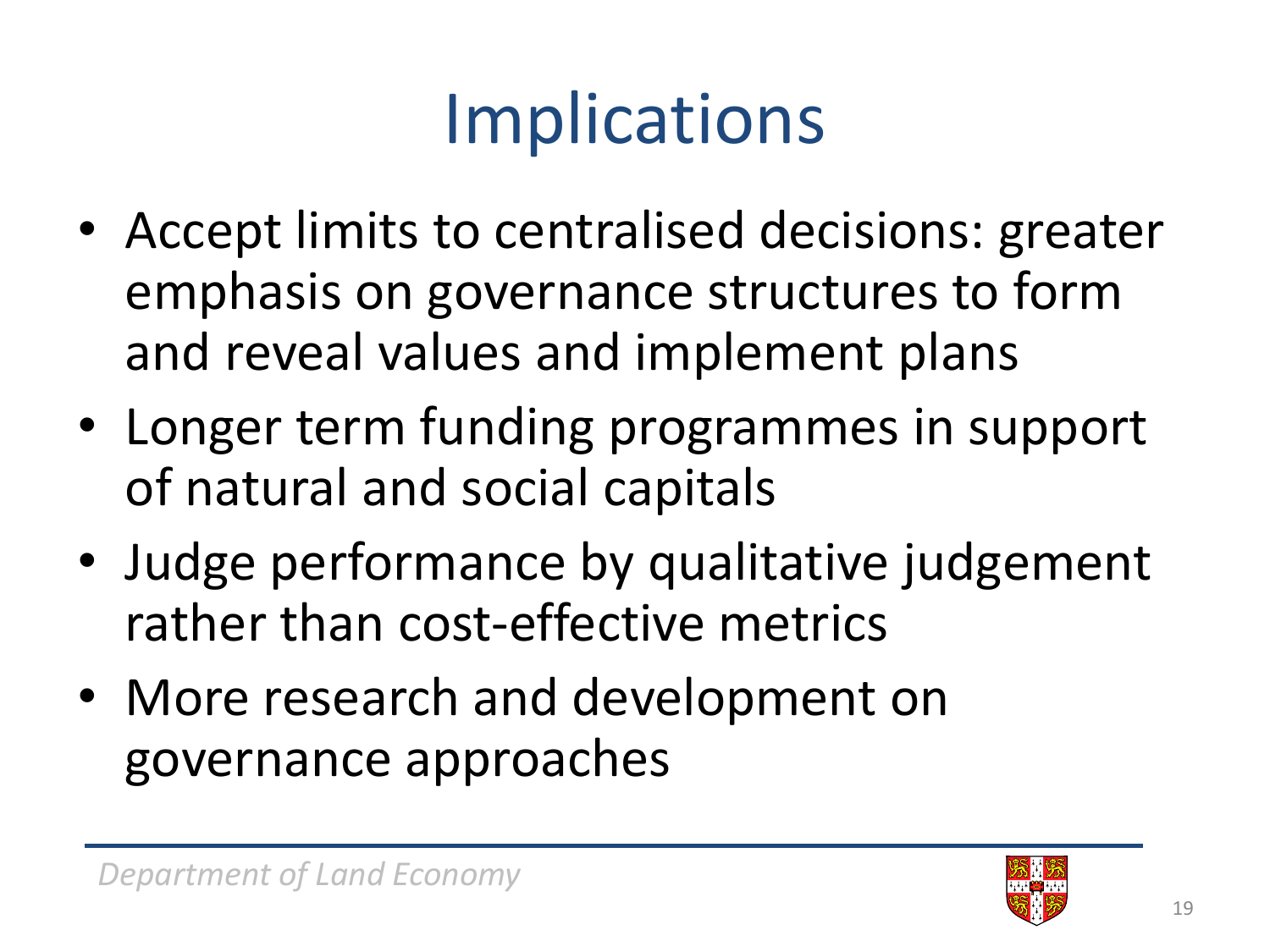# Implications

- Accept limits to centralised decisions: greater emphasis on governance structures to form and reveal values and implement plans
- Longer term funding programmes in support of natural and social capitals
- Judge performance by qualitative judgement rather than cost-effective metrics
- More research and development on governance approaches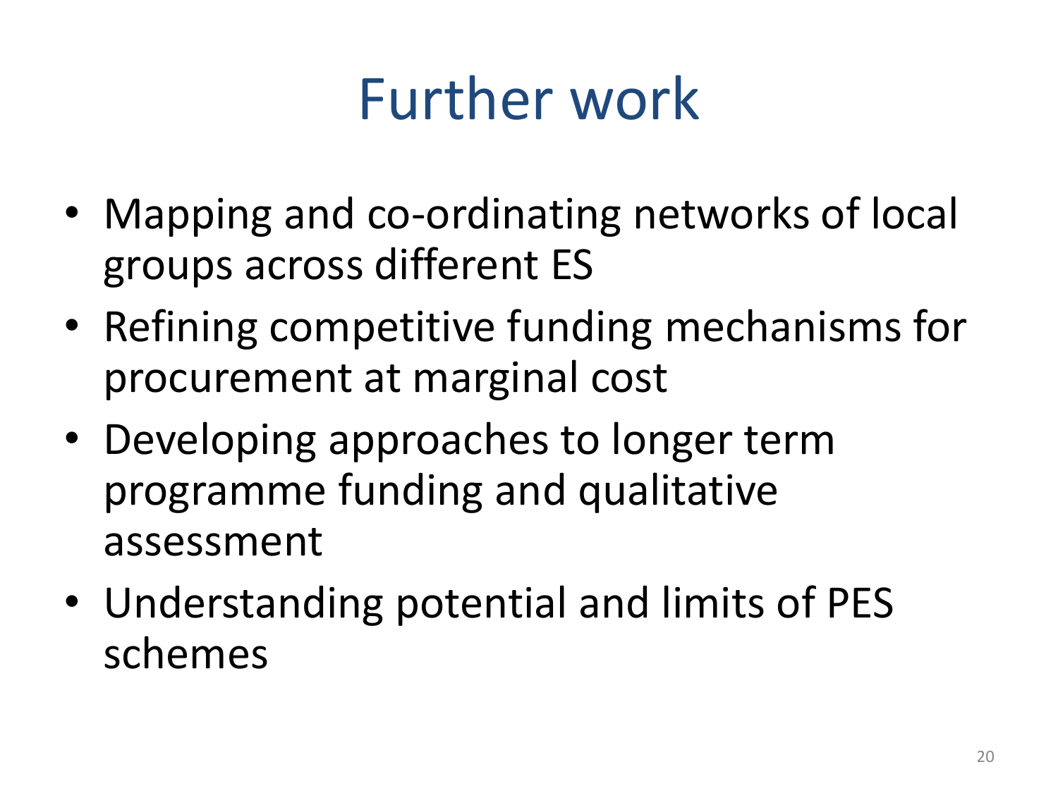# Further work

- Mapping and co-ordinating networks of local groups across different ES
- Refining competitive funding mechanisms for procurement at marginal cost
- Developing approaches to longer term programme funding and qualitative assessment
- Understanding potential and limits of PES schemes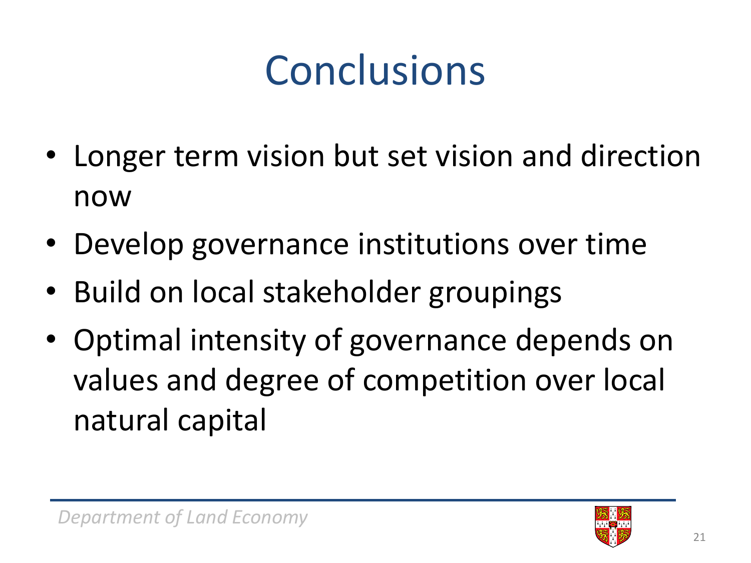# Conclusions

- Longer term vision but set vision and direction now
- Develop governance institutions over time
- Build on local stakeholder groupings
- Optimal intensity of governance depends on values and degree of competition over local natural capital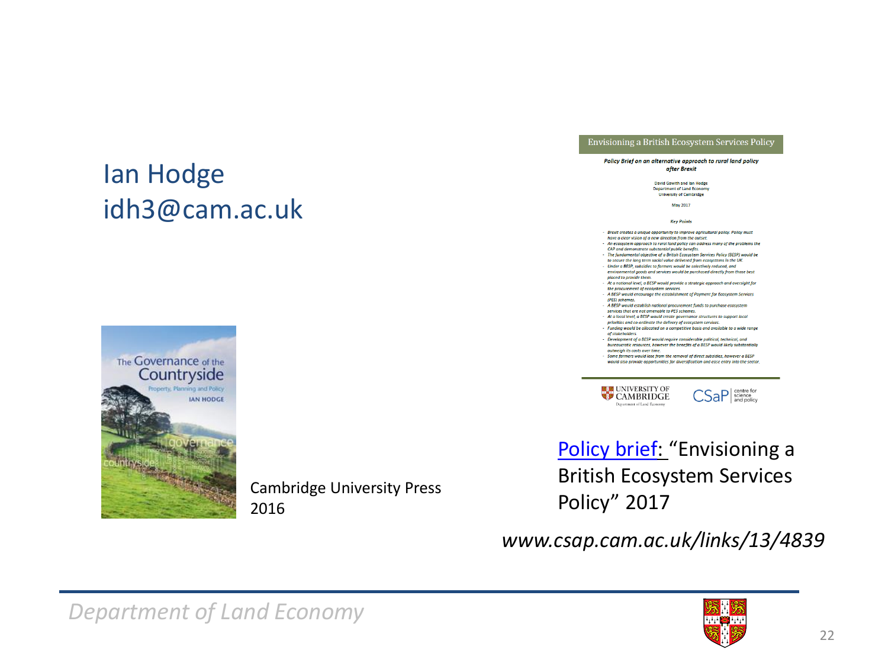Ian Hodge
idh3@cam.ac.uk

Cambridge University Press
2016

Policy brief: "Envisioning a British Ecosystem Services Policy" 2017

*www.csap.cam.ac.uk/links/13/4839*

*Department of Land Economy*